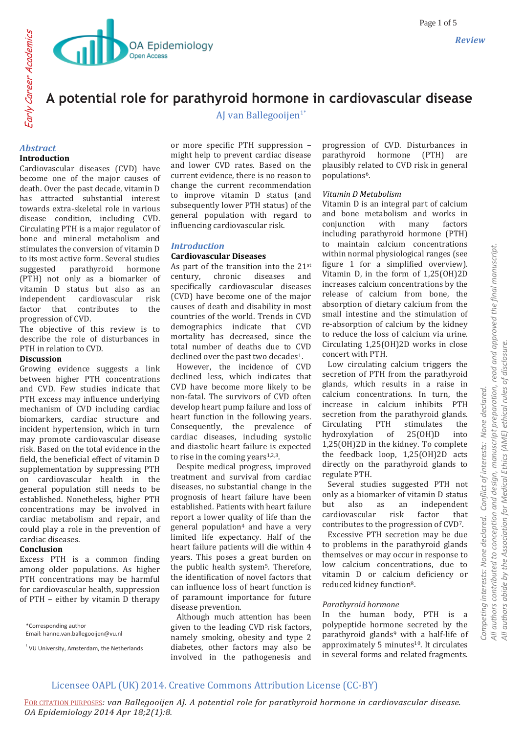# A potential role for parathyroid hormone in cardiovascular disease

AJ van Ballegooijen[1*]

## Abstract

**Introduction**

Cardiovascular diseases (CVD) have become one of the major causes of death. Over the past decade, vitamin D has attracted substantial interest towards extra-skeletal role in various disease condition, including CVD. Circulating PTH is a major regulator of bone and mineral metabolism and stimulates the conversion of vitamin D to its most active form. Several studies suggested parathyroid hormone (PTH) not only as a biomarker of vitamin D status but also as an independent cardiovascular risk factor that contributes to the progression of CVD.

The objective of this review is to describe the role of disturbances in PTH in relation to CVD.

**Discussion**

Growing evidence suggests a link between higher PTH concentrations and CVD. Few studies indicate that PTH excess may influence underlying mechanism of CVD including cardiac biomarkers, cardiac structure and incident hypertension, which in turn may promote cardiovascular disease risk. Based on the total evidence in the field, the beneficial effect of vitamin D supplementation by suppressing PTH on cardiovascular health in the general population still needs to be established. Nonetheless, higher PTH concentrations may be involved in cardiac metabolism and repair, and could play a role in the prevention of cardiac diseases.

**Conclusion**

Excess PTH is a common finding among older populations. As higher PTH concentrations may be harmful for cardiovascular health, suppression of PTH – either by vitamin D therapy or more specific PTH suppression – might help to prevent cardiac disease and lower CVD rates. Based on the current evidence, there is no reason to change the current recommendation to improve vitamin D status (and subsequently lower PTH status) of the general population with regard to influencing cardiovascular risk.

## Introduction

**Cardiovascular Diseases**

As part of the transition into the 21st century, chronic diseases and specifically cardiovascular diseases (CVD) have become one of the major causes of death and disability in most countries of the world. Trends in CVD demographics indicate that CVD mortality has decreased, since the total number of deaths due to CVD declined over the past two decades[1].

However, the incidence of CVD declined less, which indicates that CVD have become more likely to be non-fatal. The survivors of CVD often develop heart pump failure and loss of heart function in the following years. Consequently, the prevalence of cardiac diseases, including systolic and diastolic heart failure is expected to rise in the coming years[1,2,3].

Despite medical progress, improved treatment and survival from cardiac diseases, no substantial change in the prognosis of heart failure have been established. Patients with heart failure report a lower quality of life than the general population[4] and have a very limited life expectancy. Half of the heart failure patients will die within 4 years. This poses a great burden on the public health system[5]. Therefore, the identification of novel factors that can influence loss of heart function is of paramount importance for future disease prevention.

Although much attention has been given to the leading CVD risk factors, namely smoking, obesity and type 2 diabetes, other factors may also be involved in the pathogenesis and progression of CVD. Disturbances in parathyroid hormone (PTH) are plausibly related to CVD risk in general populations[6].

*Vitamin D Metabolism*

Vitamin D is an integral part of calcium and bone metabolism and works in conjunction with many factors including parathyroid hormone (PTH) to maintain calcium concentrations within normal physiological ranges (see figure 1 for a simplified overview). Vitamin D, in the form of 1,25(OH)2D increases calcium concentrations by the release of calcium from bone, the absorption of dietary calcium from the small intestine and the stimulation of re-absorption of calcium by the kidney to reduce the loss of calcium via urine. Circulating 1,25(OH)2D works in close concert with PTH.

Low circulating calcium triggers the secretion of PTH from the parathyroid glands, which results in a raise in calcium concentrations. In turn, the increase in calcium inhibits PTH secretion from the parathyroid glands. Circulating PTH stimulates the hydroxylation of 25(OH)D into 1,25(OH)2D in the kidney. To complete the feedback loop, 1,25(OH)2D acts directly on the parathyroid glands to regulate PTH.

Several studies suggested PTH not only as a biomarker of vitamin D status but also as an independent cardiovascular risk factor that contributes to the progression of CVD[7].

Excessive PTH secretion may be due to problems in the parathyroid glands themselves or may occur in response to low calcium concentrations, due to vitamin D or calcium deficiency or reduced kidney function[8].

*Parathyroid hormone*

In the human body, PTH is a polypeptide hormone secreted by the parathyroid glands[9] with a half-life of approximately 5 minutes[10]. It circulates in several forms and related fragments.

*Corresponding author
Email: hanne.van.ballegooijen@vu.nl

[1] VU University, Amsterdam, the Netherlands

Competing interests: None declared. Conflict of interests: None declared.
All authors contributed to conception and design, manuscript preparation, read and approved the final manuscript.
All authors abide by the Association for Medical Ethics (AME) ethical rules of disclosure.

Licensee OAPL (UK) 2014. Creative Commons Attribution License (CC-BY)

FOR CITATION PURPOSES: van Ballegooijen AJ. A potential role for parathyroid hormone in cardiovascular disease. OA Epidemiology 2014 Apr 18;2(1):8.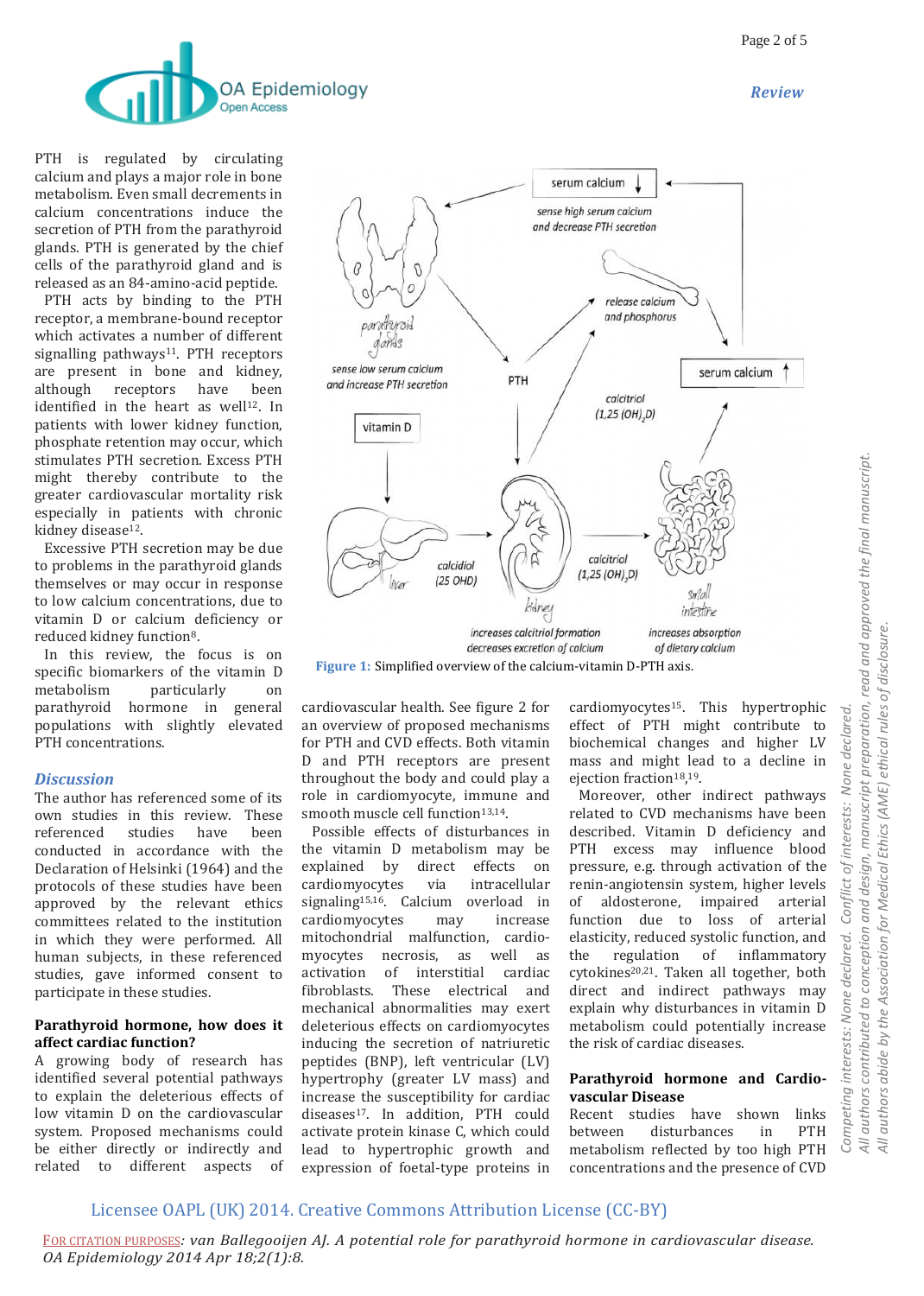PTH is regulated by circulating calcium and plays a major role in bone metabolism. Even small decrements in calcium concentrations induce the secretion of PTH from the parathyroid glands. PTH is generated by the chief cells of the parathyroid gland and is released as an 84-amino-acid peptide.

PTH acts by binding to the PTH receptor, a membrane-bound receptor which activates a number of different signalling pathways[11]. PTH receptors are present in bone and kidney, although receptors have been identified in the heart as well[12]. In patients with lower kidney function, phosphate retention may occur, which stimulates PTH secretion. Excess PTH might thereby contribute to the greater cardiovascular mortality risk especially in patients with chronic kidney disease[12].

Excessive PTH secretion may be due to problems in the parathyroid glands themselves or may occur in response to low calcium concentrations, due to vitamin D or calcium deficiency or reduced kidney function[8].

In this review, the focus is on specific biomarkers of the vitamin D metabolism particularly on parathyroid hormone in general populations with slightly elevated PTH concentrations.

**Figure 1:** Simplified overview of the calcium-vitamin D-PTH axis.

## *Discussion*

The author has referenced some of its own studies in this review. These referenced studies have been conducted in accordance with the Declaration of Helsinki (1964) and the protocols of these studies have been approved by the relevant ethics committees related to the institution in which they were performed. All human subjects, in these referenced studies, gave informed consent to participate in these studies.

### Parathyroid hormone, how does it affect cardiac function?

A growing body of research has identified several potential pathways to explain the deleterious effects of low vitamin D on the cardiovascular system. Proposed mechanisms could be either directly or indirectly and related to different aspects of cardiovascular health. See figure 2 for an overview of proposed mechanisms for PTH and CVD effects. Both vitamin D and PTH receptors are present throughout the body and could play a role in cardiomyocyte, immune and smooth muscle cell function[13,14].

Possible effects of disturbances in the vitamin D metabolism may be explained by direct effects on cardiomyocytes via intracellular signaling[15,16]. Calcium overload in cardiomyocytes may increase mitochondrial malfunction, cardiomyocytes necrosis, as well as activation of interstitial cardiac fibroblasts. These electrical and mechanical abnormalities may exert deleterious effects on cardiomyocytes inducing the secretion of natriuretic peptides (BNP), left ventricular (LV) hypertrophy (greater LV mass) and increase the susceptibility for cardiac diseases[17]. In addition, PTH could activate protein kinase C, which could lead to hypertrophic growth and expression of foetal-type proteins in cardiomyocytes[15]. This hypertrophic effect of PTH might contribute to biochemical changes and higher LV mass and might lead to a decline in ejection fraction[18,19].

Moreover, other indirect pathways related to CVD mechanisms have been described. Vitamin D deficiency and PTH excess may influence blood pressure, e.g. through activation of the renin-angiotensin system, higher levels of aldosterone, impaired arterial function due to loss of arterial elasticity, reduced systolic function, and the regulation of inflammatory cytokines[20,21]. Taken all together, both direct and indirect pathways may explain why disturbances in vitamin D metabolism could potentially increase the risk of cardiac diseases.

### Parathyroid hormone and Cardiovascular Disease

Recent studies have shown links between disturbances in PTH metabolism reflected by too high PTH concentrations and the presence of CVD

Competing interests: None declared. Conflict of interests: None declared.
All authors contributed to conception and design, manuscript preparation, read and approved the final manuscript.
All authors abide by the Association for Medical Ethics (AME) ethical rules of disclosure.

Licensee OAPL (UK) 2014. Creative Commons Attribution License (CC-BY)

FOR CITATION PURPOSES: *van Ballegooijen AJ. A potential role for parathyroid hormone in cardiovascular disease. OA Epidemiology 2014 Apr 18;2(1):8.*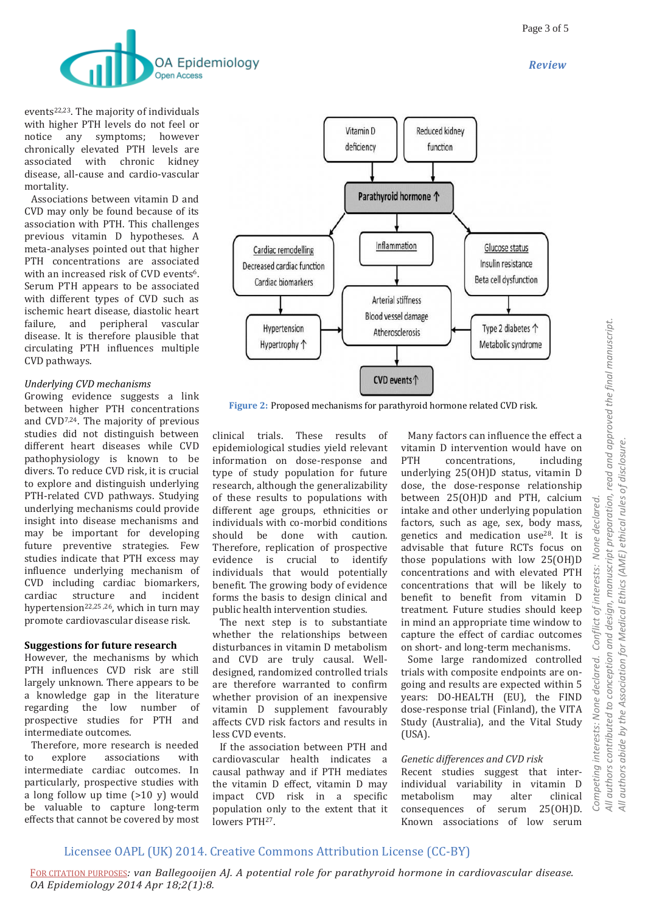events[22,23]. The majority of individuals with higher PTH levels do not feel or notice any symptoms; however chronically elevated PTH levels are associated with chronic kidney disease, all-cause and cardio-vascular mortality.

Associations between vitamin D and CVD may only be found because of its association with PTH. This challenges previous vitamin D hypotheses. A meta-analyses pointed out that higher PTH concentrations are associated with an increased risk of CVD events[6]. Serum PTH appears to be associated with different types of CVD such as ischemic heart disease, diastolic heart failure, and peripheral vascular disease. It is therefore plausible that circulating PTH influences multiple CVD pathways.

Vitamin D deficiency → Parathyroid hormone ↑ ← Reduced kidney function

Parathyroid hormone ↑ → Cardiac remodelling / Decreased cardiac function / Cardiac biomarkers; Inflammation; Glucose status / Insulin resistance / Beta cell dysfunction

→ Hypertension / Hypertrophy ↑; Arterial stiffness / Blood vessel damage / Atherosclerosis; Type 2 diabetes ↑ / Metabolic syndrome → CVD events ↑

**Figure 2:** Proposed mechanisms for parathyroid hormone related CVD risk.

*Underlying CVD mechanisms*

Growing evidence suggests a link between higher PTH concentrations and CVD[7,24]. The majority of previous studies did not distinguish between different heart diseases while CVD pathophysiology is known to be divers. To reduce CVD risk, it is crucial to explore and distinguish underlying PTH-related CVD pathways. Studying underlying mechanisms could provide insight into disease mechanisms and may be important for developing future preventive strategies. Few studies indicate that PTH excess may influence underlying mechanism of CVD including cardiac biomarkers, cardiac structure and incident hypertension[22,25,26], which in turn may promote cardiovascular disease risk.

**Suggestions for future research**

However, the mechanisms by which PTH influences CVD risk are still largely unknown. There appears to be a knowledge gap in the literature regarding the low number of prospective studies for PTH and intermediate outcomes.

Therefore, more research is needed to explore associations with intermediate cardiac outcomes. In particularly, prospective studies with a long follow up time (>10 y) would be valuable to capture long-term effects that cannot be covered by most clinical trials. These results of epidemiological studies yield relevant information on dose-response and type of study population for future research, although the generalizability of these results to populations with different age groups, ethnicities or individuals with co-morbid conditions should be done with caution. Therefore, replication of prospective evidence is crucial to identify individuals that would potentially benefit. The growing body of evidence forms the basis to design clinical and public health intervention studies.

The next step is to substantiate whether the relationships between disturbances in vitamin D metabolism and CVD are truly causal. Well-designed, randomized controlled trials are therefore warranted to confirm whether provision of an inexpensive vitamin D supplement favourably affects CVD risk factors and results in less CVD events.

If the association between PTH and cardiovascular health indicates a causal pathway and if PTH mediates the vitamin D effect, vitamin D may impact CVD risk in a specific population only to the extent that it lowers PTH[27].

Many factors can influence the effect a vitamin D intervention would have on PTH concentrations, including underlying 25(OH)D status, vitamin D dose, the dose-response relationship between 25(OH)D and PTH, calcium intake and other underlying population factors, such as age, sex, body mass, genetics and medication use[28]. It is advisable that future RCTs focus on those populations with low 25(OH)D concentrations and with elevated PTH concentrations that will be likely to benefit from vitamin D treatment. Future studies should keep in mind an appropriate time window to capture the effect of cardiac outcomes on short- and long-term mechanisms.

Some large randomized controlled trials with composite endpoints are on-going and results are expected within 5 years: DO-HEALTH (EU), the FIND dose-response trial (Finland), the VITA Study (Australia), and the Vital Study (USA).

*Genetic differences and CVD risk*

Recent studies suggest that inter-individual variability in vitamin D metabolism may alter clinical consequences of serum 25(OH)D. Known associations of low serum

Licensee OAPL (UK) 2014. Creative Commons Attribution License (CC-BY)

FOR CITATION PURPOSES: *van Ballegooijen AJ. A potential role for parathyroid hormone in cardiovascular disease. OA Epidemiology 2014 Apr 18;2(1):8.*

*Competing interests: None declared. Conflict of interests: None declared. All authors contributed to conception and design, manuscript preparation, read and approved the final manuscript. All authors abide by the Association for Medical Ethics (AME) ethical rules of disclosure.*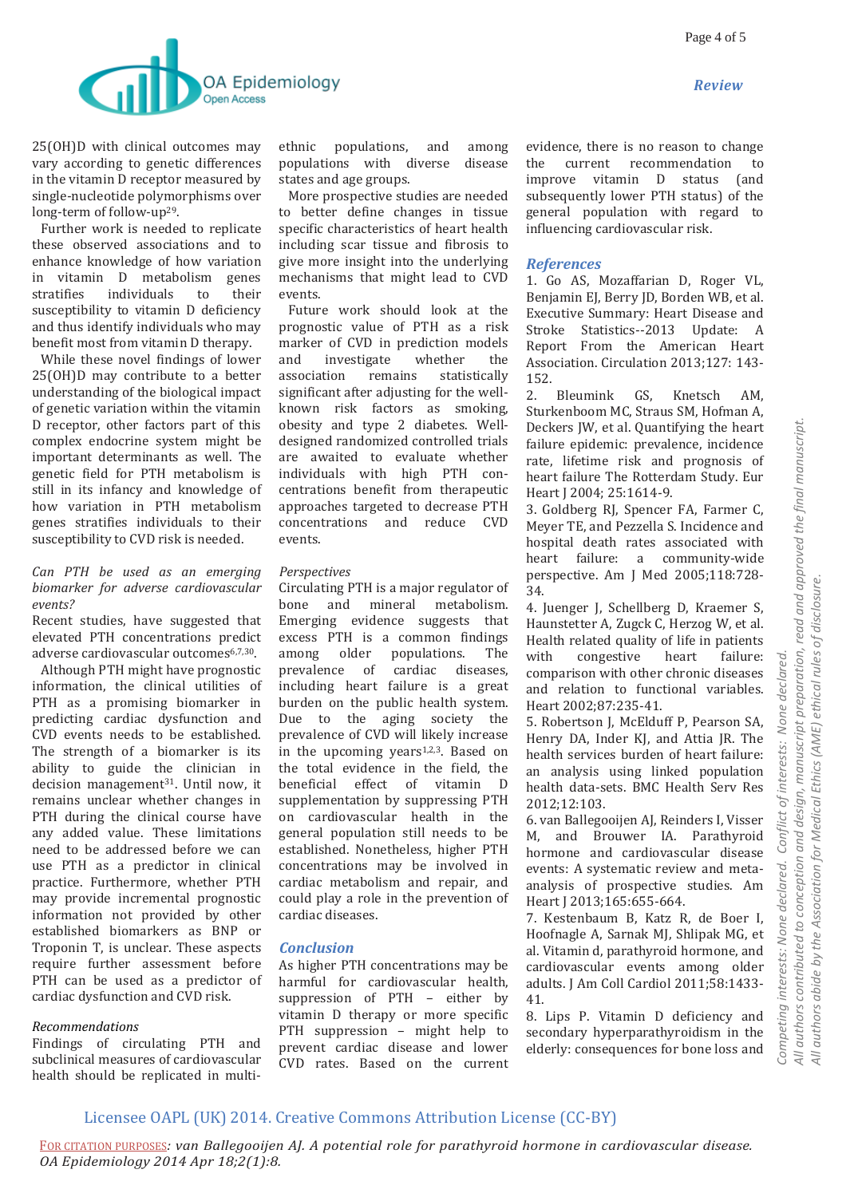25(OH)D with clinical outcomes may vary according to genetic differences in the vitamin D receptor measured by single-nucleotide polymorphisms over long-term of follow-up[29].

Further work is needed to replicate these observed associations and to enhance knowledge of how variation in vitamin D metabolism genes stratifies individuals to their susceptibility to vitamin D deficiency and thus identify individuals who may benefit most from vitamin D therapy.

While these novel findings of lower 25(OH)D may contribute to a better understanding of the biological impact of genetic variation within the vitamin D receptor, other factors part of this complex endocrine system might be important determinants as well. The genetic field for PTH metabolism is still in its infancy and knowledge of how variation in PTH metabolism genes stratifies individuals to their susceptibility to CVD risk is needed.

*Can PTH be used as an emerging biomarker for adverse cardiovascular events?*

Recent studies, have suggested that elevated PTH concentrations predict adverse cardiovascular outcomes[6,7,30].

Although PTH might have prognostic information, the clinical utilities of PTH as a promising biomarker in predicting cardiac dysfunction and CVD events needs to be established. The strength of a biomarker is its ability to guide the clinician in decision management[31]. Until now, it remains unclear whether changes in PTH during the clinical course have any added value. These limitations need to be addressed before we can use PTH as a predictor in clinical practice. Furthermore, whether PTH may provide incremental prognostic information not provided by other established biomarkers as BNP or Troponin T, is unclear. These aspects require further assessment before PTH can be used as a predictor of cardiac dysfunction and CVD risk.

*Recommendations*

Findings of circulating PTH and subclinical measures of cardiovascular health should be replicated in multi-ethnic populations, and among populations with diverse disease states and age groups.

More prospective studies are needed to better define changes in tissue specific characteristics of heart health including scar tissue and fibrosis to give more insight into the underlying mechanisms that might lead to CVD events.

Future work should look at the prognostic value of PTH as a risk marker of CVD in prediction models and investigate whether the association remains statistically significant after adjusting for the well-known risk factors as smoking, obesity and type 2 diabetes. Well-designed randomized controlled trials are awaited to evaluate whether individuals with high PTH concentrations benefit from therapeutic approaches targeted to decrease PTH concentrations and reduce CVD events.

*Perspectives*

Circulating PTH is a major regulator of bone and mineral metabolism. Emerging evidence suggests that excess PTH is a common findings among older populations. The prevalence of cardiac diseases, including heart failure is a great burden on the public health system. Due to the aging society the prevalence of CVD will likely increase in the upcoming years[1,2,3]. Based on the total evidence in the field, the beneficial effect of vitamin D supplementation by suppressing PTH on cardiovascular health in the general population still needs to be established. Nonetheless, higher PTH concentrations may be involved in cardiac metabolism and repair, and could play a role in the prevention of cardiac diseases.

## Conclusion

As higher PTH concentrations may be harmful for cardiovascular health, suppression of PTH – either by vitamin D therapy or more specific PTH suppression – might help to prevent cardiac disease and lower CVD rates. Based on the current evidence, there is no reason to change the current recommendation to improve vitamin D status (and subsequently lower PTH status) of the general population with regard to influencing cardiovascular risk.

## References

1. Go AS, Mozaffarian D, Roger VL, Benjamin EJ, Berry JD, Borden WB, et al. Executive Summary: Heart Disease and Stroke Statistics--2013 Update: A Report From the American Heart Association. Circulation 2013;127: 143-152.
2. Bleumink GS, Knetsch AM, Sturkenboom MC, Straus SM, Hofman A, Deckers JW, et al. Quantifying the heart failure epidemic: prevalence, incidence rate, lifetime risk and prognosis of heart failure The Rotterdam Study. Eur Heart J 2004; 25:1614-9.
3. Goldberg RJ, Spencer FA, Farmer C, Meyer TE, and Pezzella S. Incidence and hospital death rates associated with heart failure: a community-wide perspective. Am J Med 2005;118:728-34.
4. Juenger J, Schellberg D, Kraemer S, Haunstetter A, Zugck C, Herzog W, et al. Health related quality of life in patients with congestive heart failure: comparison with other chronic diseases and relation to functional variables. Heart 2002;87:235-41.
5. Robertson J, McElduff P, Pearson SA, Henry DA, Inder KJ, and Attia JR. The health services burden of heart failure: an analysis using linked population health data-sets. BMC Health Serv Res 2012;12:103.
6. van Ballegooijen AJ, Reinders I, Visser M, and Brouwer IA. Parathyroid hormone and cardiovascular disease events: A systematic review and meta-analysis of prospective studies. Am Heart J 2013;165:655-664.
7. Kestenbaum B, Katz R, de Boer I, Hoofnagle A, Sarnak MJ, Shlipak MG, et al. Vitamin d, parathyroid hormone, and cardiovascular events among older adults. J Am Coll Cardiol 2011;58:1433-41.
8. Lips P. Vitamin D deficiency and secondary hyperparathyroidism in the elderly: consequences for bone loss and

*Competing interests: None declared. Conflict of interests: None declared.*
*All authors contributed to conception and design, manuscript preparation, read and approved the final manuscript.*
*All authors abide by the Association for Medical Ethics (AME) ethical rules of disclosure.*

Licensee OAPL (UK) 2014. Creative Commons Attribution License (CC-BY)

FOR CITATION PURPOSES: *van Ballegooijen AJ. A potential role for parathyroid hormone in cardiovascular disease. OA Epidemiology 2014 Apr 18;2(1):8.*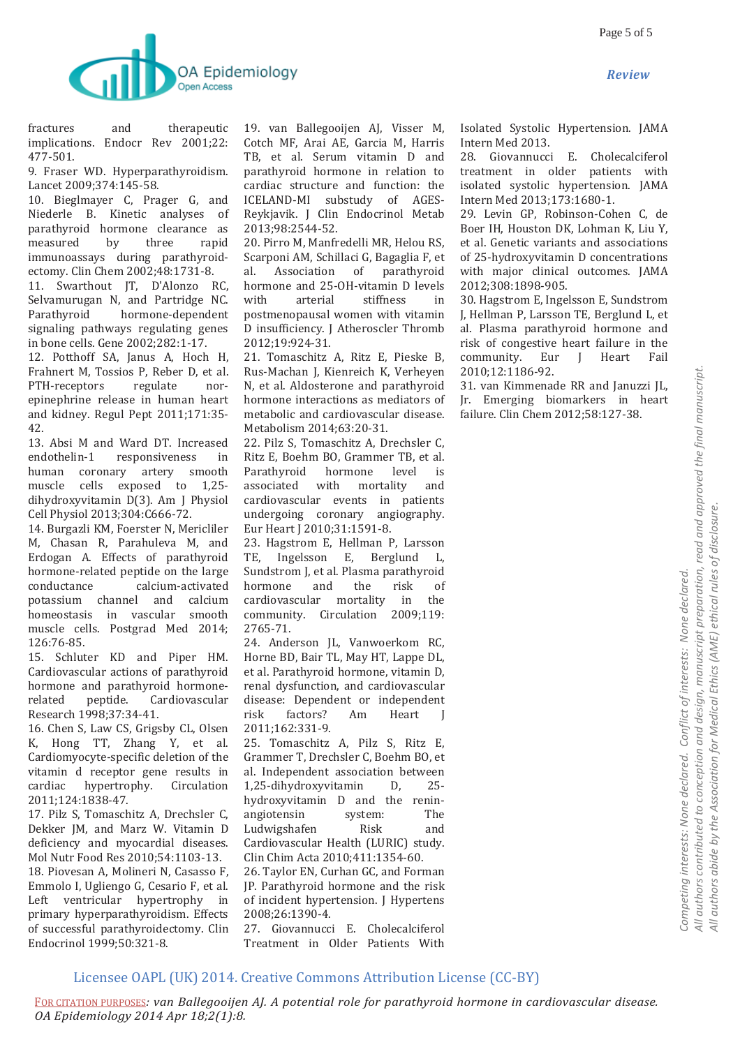fractures and therapeutic implications. Endocr Rev 2001;22:477-501.

9. Fraser WD. Hyperparathyroidism. Lancet 2009;374:145-58.

10. Bieglmayer C, Prager G, and Niederle B. Kinetic analyses of parathyroid hormone clearance as measured by three rapid immunoassays during parathyroidectomy. Clin Chem 2002;48:1731-8.

11. Swarthout JT, D'Alonzo RC, Selvamurugan N, and Partridge NC. Parathyroid hormone-dependent signaling pathways regulating genes in bone cells. Gene 2002;282:1-17.

12. Potthoff SA, Janus A, Hoch H, Frahnert M, Tossios P, Reber D, et al. PTH-receptors regulate norepinephrine release in human heart and kidney. Regul Pept 2011;171:35-42.

13. Absi M and Ward DT. Increased endothelin-1 responsiveness in human coronary artery smooth muscle cells exposed to 1,25-dihydroxyvitamin D(3). Am J Physiol Cell Physiol 2013;304:C666-72.

14. Burgazli KM, Foerster N, Mericliler M, Chasan R, Parahuleva M, and Erdogan A. Effects of parathyroid hormone-related peptide on the large conductance calcium-activated potassium channel and calcium homeostasis in vascular smooth muscle cells. Postgrad Med 2014;126:76-85.

15. Schluter KD and Piper HM. Cardiovascular actions of parathyroid hormone and parathyroid hormone-related peptide. Cardiovascular Research 1998;37:34-41.

16. Chen S, Law CS, Grigsby CL, Olsen K, Hong TT, Zhang Y, et al. Cardiomyocyte-specific deletion of the vitamin d receptor gene results in cardiac hypertrophy. Circulation 2011;124:1838-47.

17. Pilz S, Tomaschitz A, Drechsler C, Dekker JM, and Marz W. Vitamin D deficiency and myocardial diseases. Mol Nutr Food Res 2010;54:1103-13.

18. Piovesan A, Molineri N, Casasso F, Emmolo I, Ugliengo G, Cesario F, et al. Left ventricular hypertrophy in primary hyperparathyroidism. Effects of successful parathyroidectomy. Clin Endocrinol 1999;50:321-8.

19. van Ballegooijen AJ, Visser M, Cotch MF, Arai AE, Garcia M, Harris TB, et al. Serum vitamin D and parathyroid hormone in relation to cardiac structure and function: the ICELAND-MI substudy of AGES-Reykjavik. J Clin Endocrinol Metab 2013;98:2544-52.

20. Pirro M, Manfredelli MR, Helou RS, Scarponi AM, Schillaci G, Bagaglia F, et al. Association of parathyroid hormone and 25-OH-vitamin D levels with arterial stiffness in postmenopausal women with vitamin D insufficiency. J Atheroscler Thromb 2012;19:924-31.

21. Tomaschitz A, Ritz E, Pieske B, Rus-Machan J, Kienreich K, Verheyen N, et al. Aldosterone and parathyroid hormone interactions as mediators of metabolic and cardiovascular disease. Metabolism 2014;63:20-31.

22. Pilz S, Tomaschitz A, Drechsler C, Ritz E, Boehm BO, Grammer TB, et al. Parathyroid hormone level is associated with mortality and cardiovascular events in patients undergoing coronary angiography. Eur Heart J 2010;31:1591-8.

23. Hagstrom E, Hellman P, Larsson TE, Ingelsson E, Berglund L, Sundstrom J, et al. Plasma parathyroid hormone and the risk of cardiovascular mortality in the community. Circulation 2009;119:2765-71.

24. Anderson JL, Vanwoerkom RC, Horne BD, Bair TL, May HT, Lappe DL, et al. Parathyroid hormone, vitamin D, renal dysfunction, and cardiovascular disease: Dependent or independent risk factors? Am Heart J 2011;162:331-9.

25. Tomaschitz A, Pilz S, Ritz E, Grammer T, Drechsler C, Boehm BO, et al. Independent association between 1,25-dihydroxyvitamin D, 25-hydroxyvitamin D and the renin-angiotensin system: The Ludwigshafen Risk and Cardiovascular Health (LURIC) study. Clin Chim Acta 2010;411:1354-60.

26. Taylor EN, Curhan GC, and Forman JP. Parathyroid hormone and the risk of incident hypertension. J Hypertens 2008;26:1390-4.

27. Giovannucci E. Cholecalciferol Treatment in Older Patients With Isolated Systolic Hypertension. JAMA Intern Med 2013.

28. Giovannucci E. Cholecalciferol treatment in older patients with isolated systolic hypertension. JAMA Intern Med 2013;173:1680-1.

29. Levin GP, Robinson-Cohen C, de Boer IH, Houston DK, Lohman K, Liu Y, et al. Genetic variants and associations of 25-hydroxyvitamin D concentrations with major clinical outcomes. JAMA 2012;308:1898-905.

30. Hagstrom E, Ingelsson E, Sundstrom J, Hellman P, Larsson TE, Berglund L, et al. Plasma parathyroid hormone and risk of congestive heart failure in the community. Eur J Heart Fail 2010;12:1186-92.

31. van Kimmenade RR and Januzzi JL, Jr. Emerging biomarkers in heart failure. Clin Chem 2012;58:127-38.

*Competing interests: None declared. Conflict of interests: None declared.*
*All authors contributed to conception and design, manuscript preparation, read and approved the final manuscript.*
*All authors abide by the Association for Medical Ethics (AME) ethical rules of disclosure.*

Licensee OAPL (UK) 2014. Creative Commons Attribution License (CC-BY)

FOR CITATION PURPOSES: *van Ballegooijen AJ. A potential role for parathyroid hormone in cardiovascular disease. OA Epidemiology 2014 Apr 18;2(1):8.*